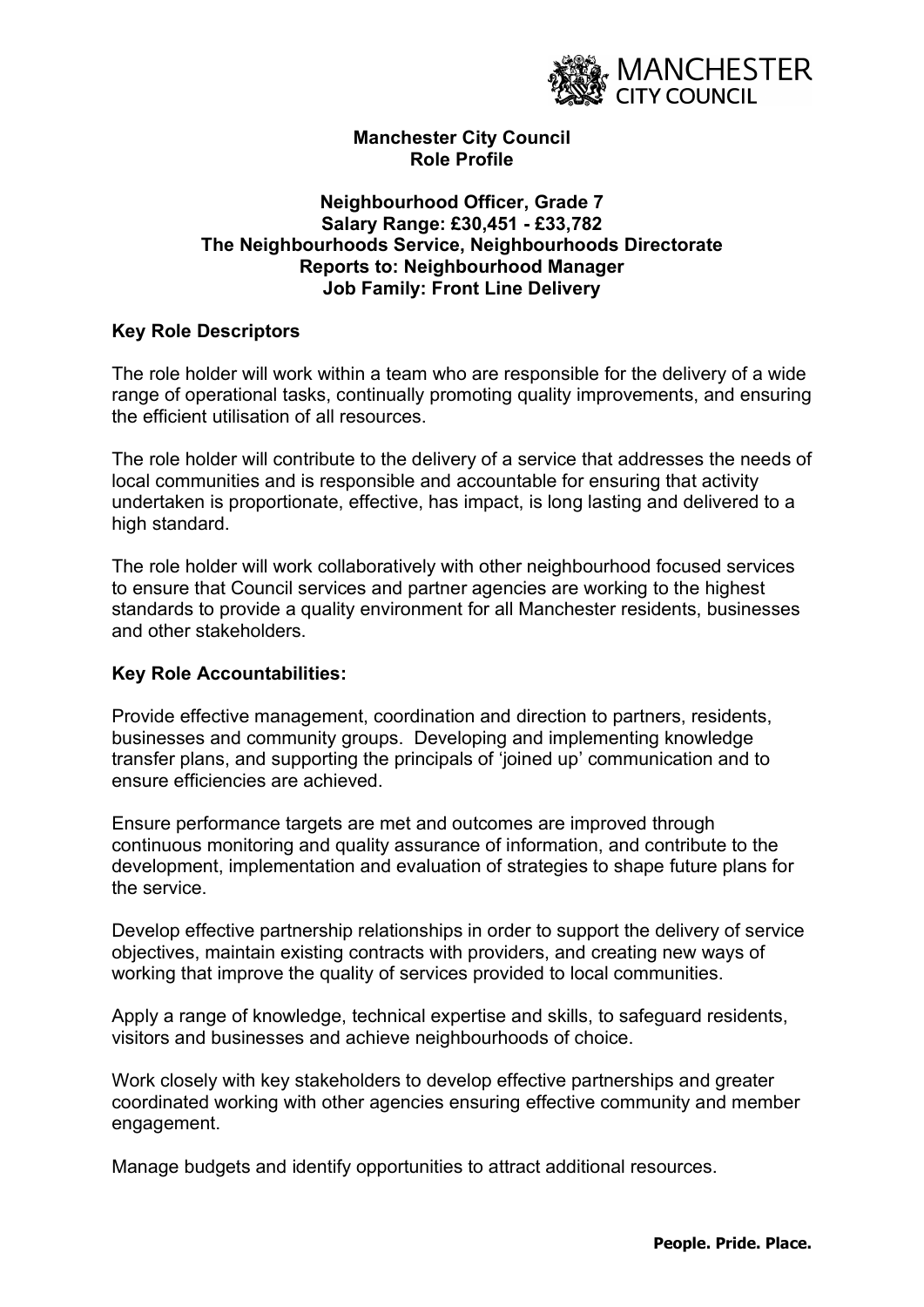**Manchester City Council**
**Role Profile**

**Neighbourhood Officer, Grade 7**
**Salary Range: £30,451 - £33,782**
**The Neighbourhoods Service, Neighbourhoods Directorate**
**Reports to: Neighbourhood Manager**
**Job Family: Front Line Delivery**

## Key Role Descriptors

The role holder will work within a team who are responsible for the delivery of a wide range of operational tasks, continually promoting quality improvements, and ensuring the efficient utilisation of all resources.

The role holder will contribute to the delivery of a service that addresses the needs of local communities and is responsible and accountable for ensuring that activity undertaken is proportionate, effective, has impact, is long lasting and delivered to a high standard.

The role holder will work collaboratively with other neighbourhood focused services to ensure that Council services and partner agencies are working to the highest standards to provide a quality environment for all Manchester residents, businesses and other stakeholders.

## Key Role Accountabilities:

Provide effective management, coordination and direction to partners, residents, businesses and community groups. Developing and implementing knowledge transfer plans, and supporting the principals of 'joined up' communication and to ensure efficiencies are achieved.

Ensure performance targets are met and outcomes are improved through continuous monitoring and quality assurance of information, and contribute to the development, implementation and evaluation of strategies to shape future plans for the service.

Develop effective partnership relationships in order to support the delivery of service objectives, maintain existing contracts with providers, and creating new ways of working that improve the quality of services provided to local communities.

Apply a range of knowledge, technical expertise and skills, to safeguard residents, visitors and businesses and achieve neighbourhoods of choice.

Work closely with key stakeholders to develop effective partnerships and greater coordinated working with other agencies ensuring effective community and member engagement.

Manage budgets and identify opportunities to attract additional resources.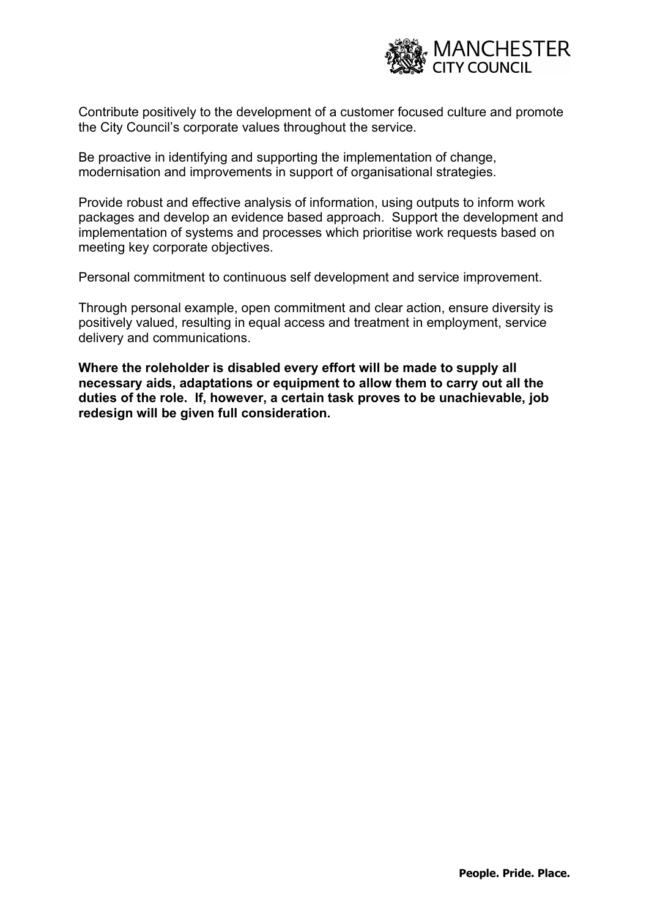Contribute positively to the development of a customer focused culture and promote the City Council's corporate values throughout the service.

Be proactive in identifying and supporting the implementation of change, modernisation and improvements in support of organisational strategies.

Provide robust and effective analysis of information, using outputs to inform work packages and develop an evidence based approach. Support the development and implementation of systems and processes which prioritise work requests based on meeting key corporate objectives.

Personal commitment to continuous self development and service improvement.

Through personal example, open commitment and clear action, ensure diversity is positively valued, resulting in equal access and treatment in employment, service delivery and communications.

**Where the roleholder is disabled every effort will be made to supply all necessary aids, adaptations or equipment to allow them to carry out all the duties of the role. If, however, a certain task proves to be unachievable, job redesign will be given full consideration.**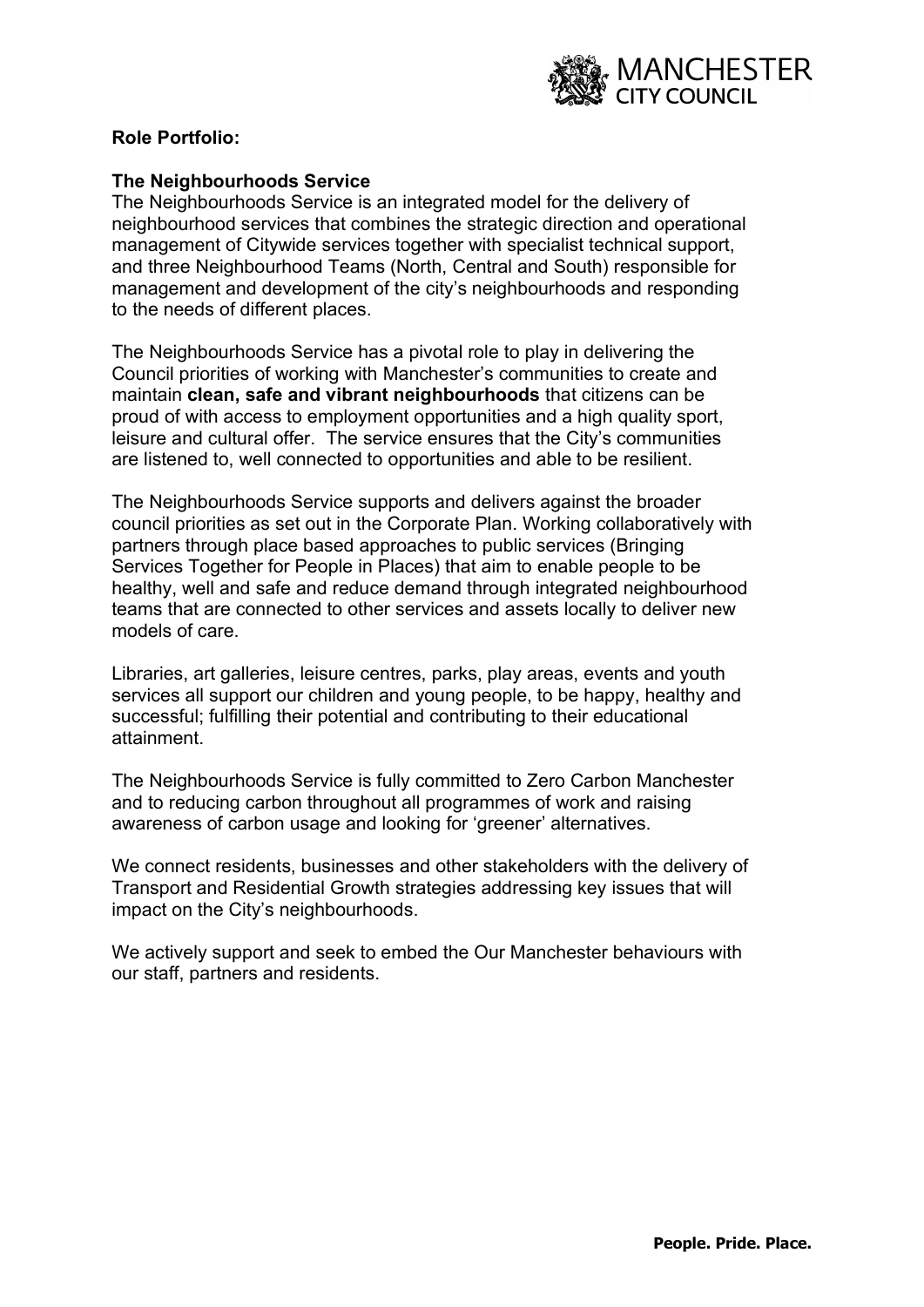**Role Portfolio:**

**The Neighbourhoods Service**

The Neighbourhoods Service is an integrated model for the delivery of neighbourhood services that combines the strategic direction and operational management of Citywide services together with specialist technical support, and three Neighbourhood Teams (North, Central and South) responsible for management and development of the city's neighbourhoods and responding to the needs of different places.

The Neighbourhoods Service has a pivotal role to play in delivering the Council priorities of working with Manchester's communities to create and maintain **clean, safe and vibrant neighbourhoods** that citizens can be proud of with access to employment opportunities and a high quality sport, leisure and cultural offer. The service ensures that the City's communities are listened to, well connected to opportunities and able to be resilient.

The Neighbourhoods Service supports and delivers against the broader council priorities as set out in the Corporate Plan. Working collaboratively with partners through place based approaches to public services (Bringing Services Together for People in Places) that aim to enable people to be healthy, well and safe and reduce demand through integrated neighbourhood teams that are connected to other services and assets locally to deliver new models of care.

Libraries, art galleries, leisure centres, parks, play areas, events and youth services all support our children and young people, to be happy, healthy and successful; fulfilling their potential and contributing to their educational attainment.

The Neighbourhoods Service is fully committed to Zero Carbon Manchester and to reducing carbon throughout all programmes of work and raising awareness of carbon usage and looking for 'greener' alternatives.

We connect residents, businesses and other stakeholders with the delivery of Transport and Residential Growth strategies addressing key issues that will impact on the City's neighbourhoods.

We actively support and seek to embed the Our Manchester behaviours with our staff, partners and residents.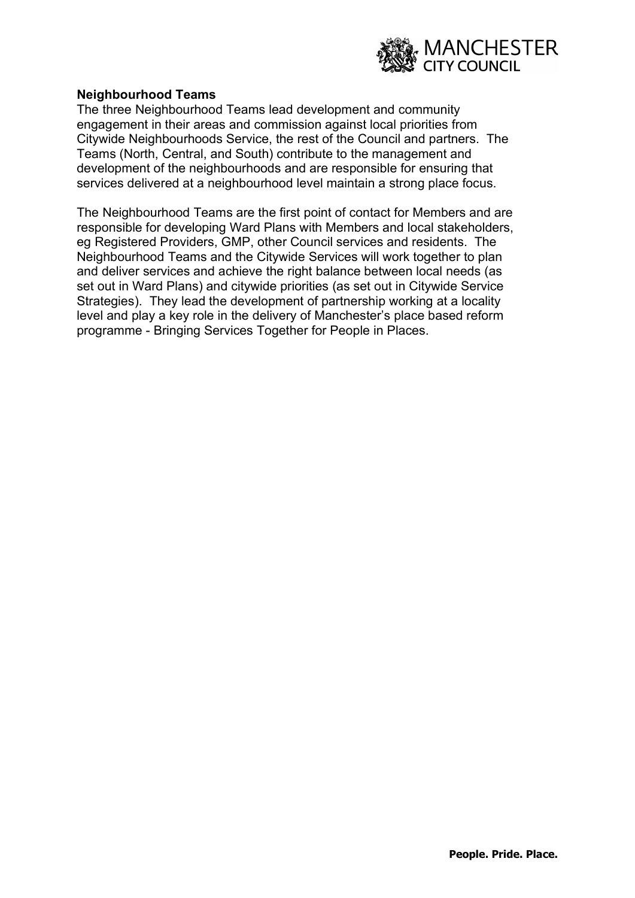**Neighbourhood Teams**

The three Neighbourhood Teams lead development and community engagement in their areas and commission against local priorities from Citywide Neighbourhoods Service, the rest of the Council and partners. The Teams (North, Central, and South) contribute to the management and development of the neighbourhoods and are responsible for ensuring that services delivered at a neighbourhood level maintain a strong place focus.

The Neighbourhood Teams are the first point of contact for Members and are responsible for developing Ward Plans with Members and local stakeholders, eg Registered Providers, GMP, other Council services and residents. The Neighbourhood Teams and the Citywide Services will work together to plan and deliver services and achieve the right balance between local needs (as set out in Ward Plans) and citywide priorities (as set out in Citywide Service Strategies). They lead the development of partnership working at a locality level and play a key role in the delivery of Manchester's place based reform programme - Bringing Services Together for People in Places.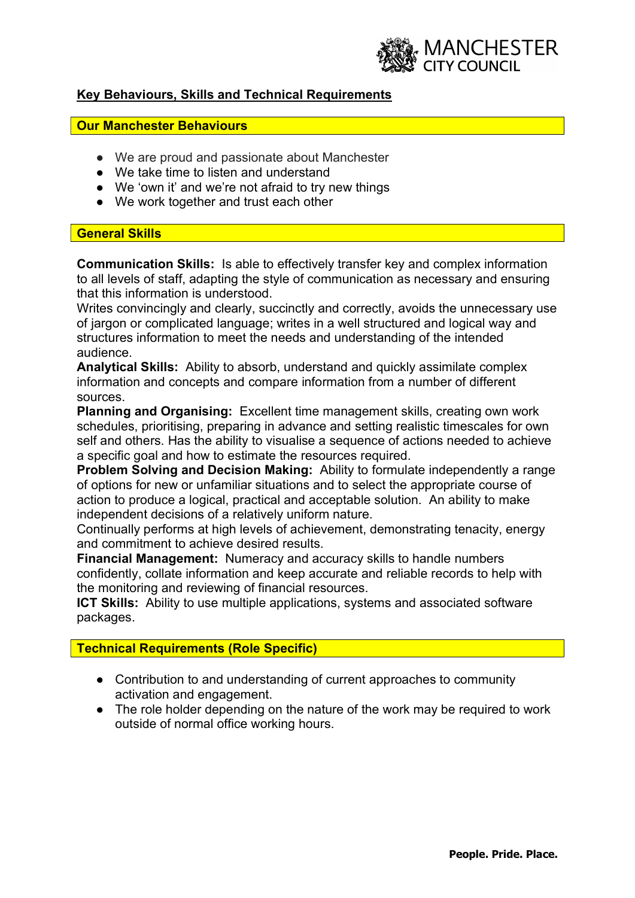## Key Behaviours, Skills and Technical Requirements

### Our Manchester Behaviours

- We are proud and passionate about Manchester
- We take time to listen and understand
- We 'own it' and we're not afraid to try new things
- We work together and trust each other

### General Skills

**Communication Skills:** Is able to effectively transfer key and complex information to all levels of staff, adapting the style of communication as necessary and ensuring that this information is understood.
Writes convincingly and clearly, succinctly and correctly, avoids the unnecessary use of jargon or complicated language; writes in a well structured and logical way and structures information to meet the needs and understanding of the intended audience.
**Analytical Skills:** Ability to absorb, understand and quickly assimilate complex information and concepts and compare information from a number of different sources.
**Planning and Organising:** Excellent time management skills, creating own work schedules, prioritising, preparing in advance and setting realistic timescales for own self and others. Has the ability to visualise a sequence of actions needed to achieve a specific goal and how to estimate the resources required.
**Problem Solving and Decision Making:** Ability to formulate independently a range of options for new or unfamiliar situations and to select the appropriate course of action to produce a logical, practical and acceptable solution. An ability to make independent decisions of a relatively uniform nature.
Continually performs at high levels of achievement, demonstrating tenacity, energy and commitment to achieve desired results.
**Financial Management:** Numeracy and accuracy skills to handle numbers confidently, collate information and keep accurate and reliable records to help with the monitoring and reviewing of financial resources.
**ICT Skills:** Ability to use multiple applications, systems and associated software packages.

### Technical Requirements (Role Specific)

- Contribution to and understanding of current approaches to community activation and engagement.
- The role holder depending on the nature of the work may be required to work outside of normal office working hours.